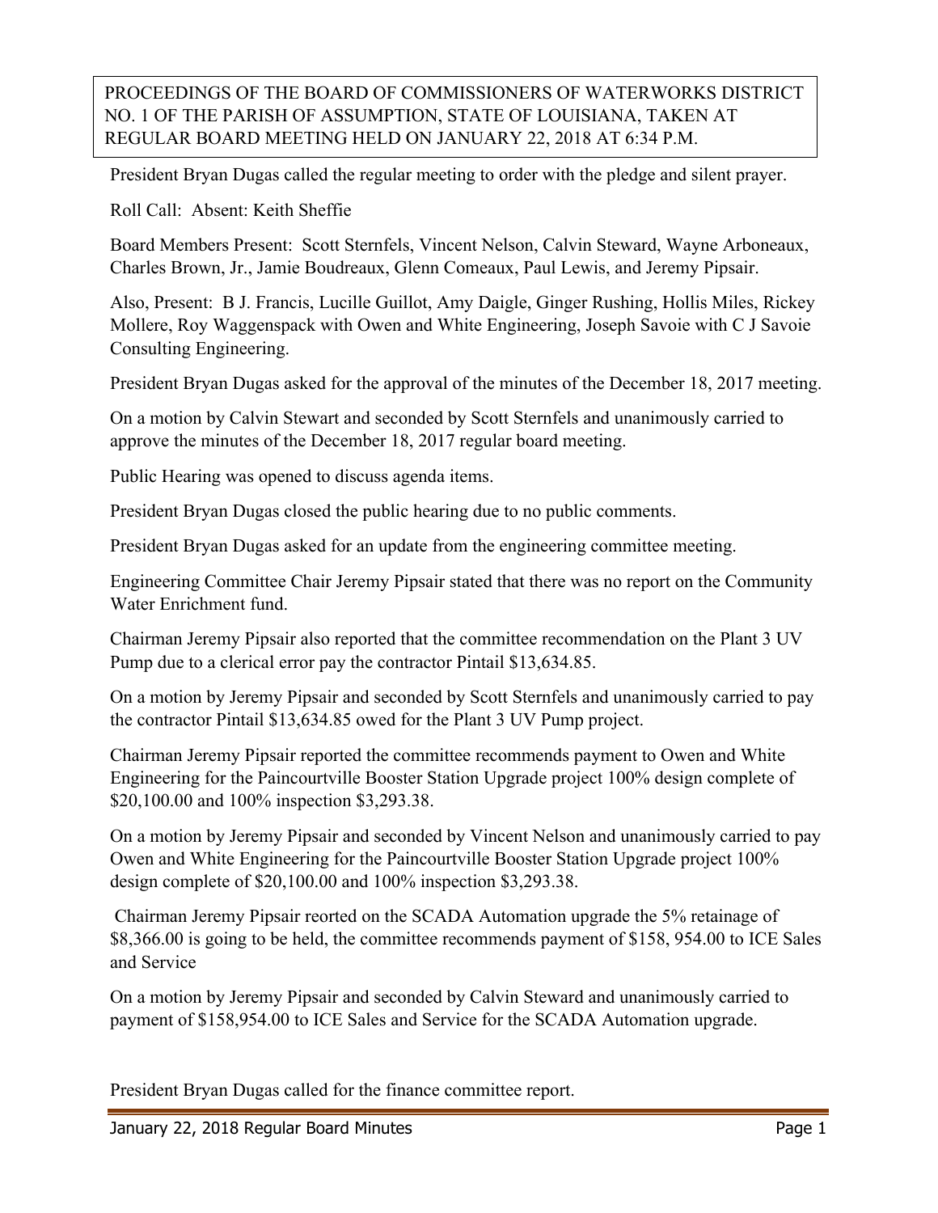PROCEEDINGS OF THE BOARD OF COMMISSIONERS OF WATERWORKS DISTRICT NO. 1 OF THE PARISH OF ASSUMPTION, STATE OF LOUISIANA, TAKEN AT REGULAR BOARD MEETING HELD ON JANUARY 22, 2018 AT 6:34 P.M.

President Bryan Dugas called the regular meeting to order with the pledge and silent prayer.

Roll Call: Absent: Keith Sheffie

Board Members Present: Scott Sternfels, Vincent Nelson, Calvin Steward, Wayne Arboneaux, Charles Brown, Jr., Jamie Boudreaux, Glenn Comeaux, Paul Lewis, and Jeremy Pipsair.

Also, Present: B J. Francis, Lucille Guillot, Amy Daigle, Ginger Rushing, Hollis Miles, Rickey Mollere, Roy Waggenspack with Owen and White Engineering, Joseph Savoie with C J Savoie Consulting Engineering.

President Bryan Dugas asked for the approval of the minutes of the December 18, 2017 meeting.

On a motion by Calvin Stewart and seconded by Scott Sternfels and unanimously carried to approve the minutes of the December 18, 2017 regular board meeting.

Public Hearing was opened to discuss agenda items.

President Bryan Dugas closed the public hearing due to no public comments.

President Bryan Dugas asked for an update from the engineering committee meeting.

Engineering Committee Chair Jeremy Pipsair stated that there was no report on the Community Water Enrichment fund.

Chairman Jeremy Pipsair also reported that the committee recommendation on the Plant 3 UV Pump due to a clerical error pay the contractor Pintail $13,634.85.

On a motion by Jeremy Pipsair and seconded by Scott Sternfels and unanimously carried to pay the contractor Pintail $13,634.85 owed for the Plant 3 UV Pump project.

Chairman Jeremy Pipsair reported the committee recommends payment to Owen and White Engineering for the Paincourtville Booster Station Upgrade project 100% design complete of $20,100.00 and 100% inspection $3,293.38.

On a motion by Jeremy Pipsair and seconded by Vincent Nelson and unanimously carried to pay Owen and White Engineering for the Paincourtville Booster Station Upgrade project 100% design complete of $20,100.00 and 100% inspection $3,293.38.

Chairman Jeremy Pipsair reorted on the SCADA Automation upgrade the 5% retainage of $8,366.00 is going to be held, the committee recommends payment of $158, 954.00 to ICE Sales and Service

On a motion by Jeremy Pipsair and seconded by Calvin Steward and unanimously carried to payment of $158,954.00 to ICE Sales and Service for the SCADA Automation upgrade.

President Bryan Dugas called for the finance committee report.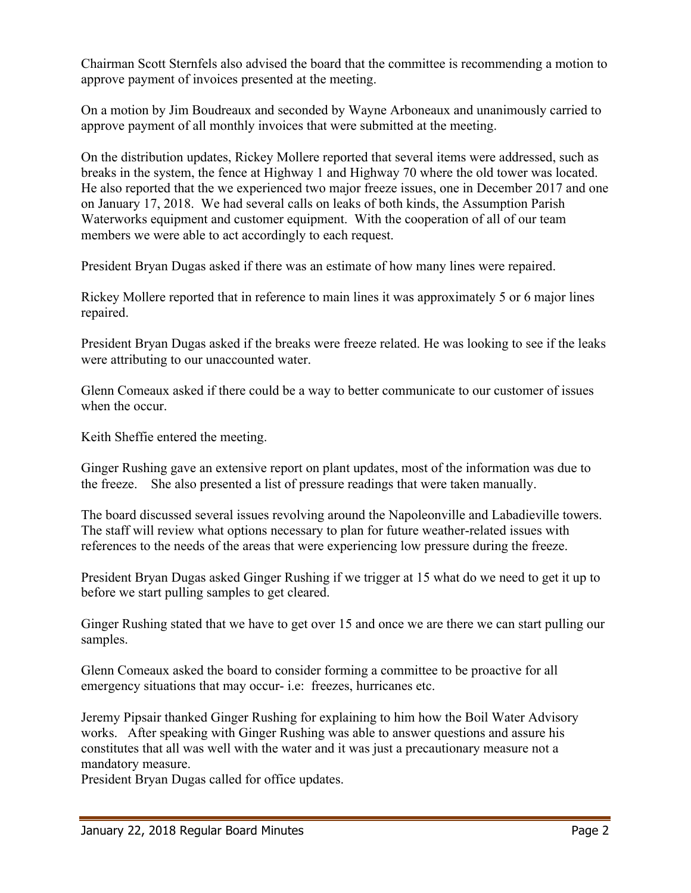Chairman Scott Sternfels also advised the board that the committee is recommending a motion to approve payment of invoices presented at the meeting.

On a motion by Jim Boudreaux and seconded by Wayne Arboneaux and unanimously carried to approve payment of all monthly invoices that were submitted at the meeting.

On the distribution updates, Rickey Mollere reported that several items were addressed, such as breaks in the system, the fence at Highway 1 and Highway 70 where the old tower was located. He also reported that the we experienced two major freeze issues, one in December 2017 and one on January 17, 2018. We had several calls on leaks of both kinds, the Assumption Parish Waterworks equipment and customer equipment. With the cooperation of all of our team members we were able to act accordingly to each request.

President Bryan Dugas asked if there was an estimate of how many lines were repaired.

Rickey Mollere reported that in reference to main lines it was approximately 5 or 6 major lines repaired.

President Bryan Dugas asked if the breaks were freeze related. He was looking to see if the leaks were attributing to our unaccounted water.

Glenn Comeaux asked if there could be a way to better communicate to our customer of issues when the occur.

Keith Sheffie entered the meeting.

Ginger Rushing gave an extensive report on plant updates, most of the information was due to the freeze. She also presented a list of pressure readings that were taken manually.

The board discussed several issues revolving around the Napoleonville and Labadieville towers. The staff will review what options necessary to plan for future weather-related issues with references to the needs of the areas that were experiencing low pressure during the freeze.

President Bryan Dugas asked Ginger Rushing if we trigger at 15 what do we need to get it up to before we start pulling samples to get cleared.

Ginger Rushing stated that we have to get over 15 and once we are there we can start pulling our samples.

Glenn Comeaux asked the board to consider forming a committee to be proactive for all emergency situations that may occur- i.e: freezes, hurricanes etc.

Jeremy Pipsair thanked Ginger Rushing for explaining to him how the Boil Water Advisory works. After speaking with Ginger Rushing was able to answer questions and assure his constitutes that all was well with the water and it was just a precautionary measure not a mandatory measure.
President Bryan Dugas called for office updates.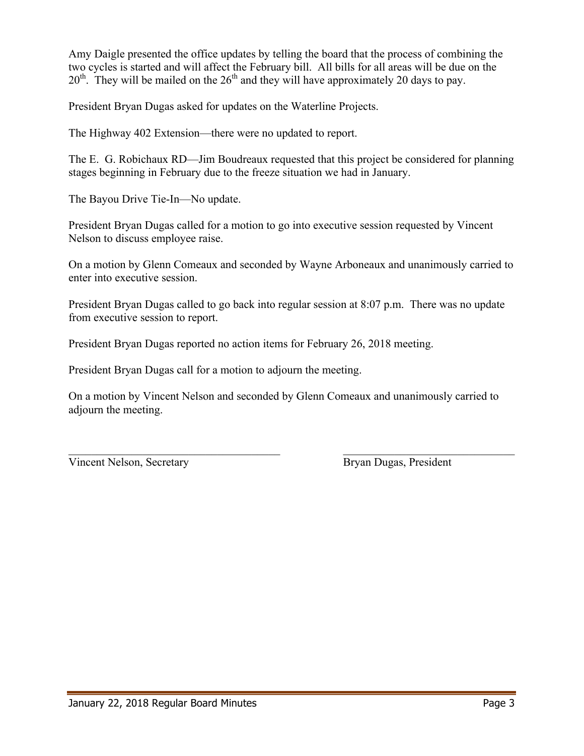Amy Daigle presented the office updates by telling the board that the process of combining the two cycles is started and will affect the February bill. All bills for all areas will be due on the 20th. They will be mailed on the 26th and they will have approximately 20 days to pay.

President Bryan Dugas asked for updates on the Waterline Projects.

The Highway 402 Extension—there were no updated to report.

The E. G. Robichaux RD—Jim Boudreaux requested that this project be considered for planning stages beginning in February due to the freeze situation we had in January.

The Bayou Drive Tie-In—No update.

President Bryan Dugas called for a motion to go into executive session requested by Vincent Nelson to discuss employee raise.

On a motion by Glenn Comeaux and seconded by Wayne Arboneaux and unanimously carried to enter into executive session.

President Bryan Dugas called to go back into regular session at 8:07 p.m. There was no update from executive session to report.

President Bryan Dugas reported no action items for February 26, 2018 meeting.

President Bryan Dugas call for a motion to adjourn the meeting.

On a motion by Vincent Nelson and seconded by Glenn Comeaux and unanimously carried to adjourn the meeting.

\_\_\_\_\_\_\_\_\_\_\_\_\_\_\_\_\_\_\_\_\_\_\_\_\_\_\_\_\_\_\_\_\_\_\_\_\_\_\_ \_\_\_\_\_\_\_\_\_\_\_\_\_\_\_\_\_\_\_\_\_\_\_\_\_\_\_\_\_\_\_\_\_\_

Vincent Nelson, Secretary Bryan Dugas, President